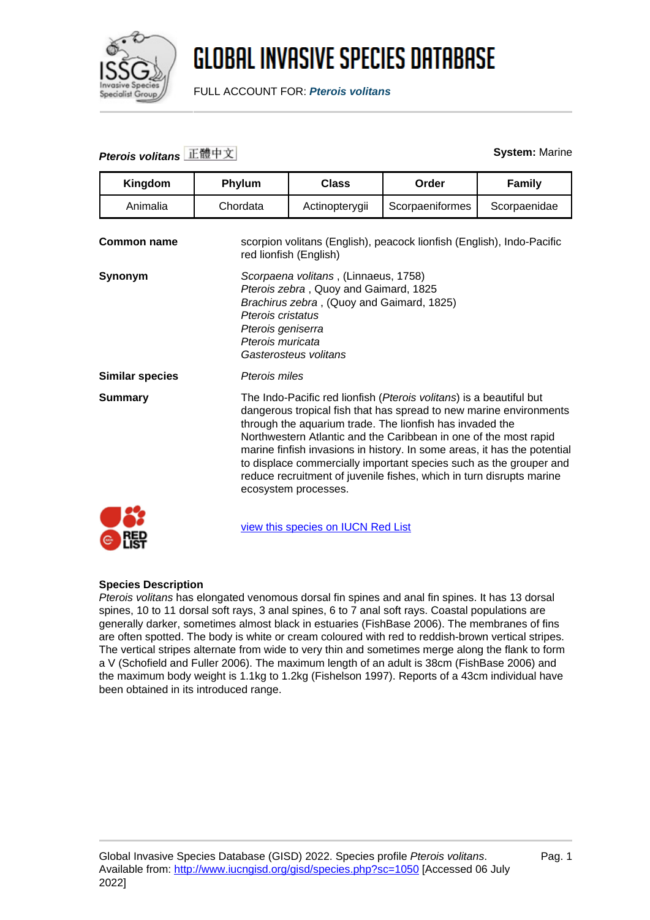# GLOBAL INVASIVE SPECIES DATABASE

FULL ACCOUNT FOR: ***Pterois volitans***

***Pterois volitans*** 正體中文

**System:** Marine

| Kingdom | Phylum | Class | Order | Family |
|---|---|---|---|---|
| Animalia | Chordata | Actinopterygii | Scorpaeniformes | Scorpaenidae |

**Common name**

scorpion volitans (English), peacock lionfish (English), Indo-Pacific red lionfish (English)

**Synonym**

*Scorpaena volitans* , (Linnaeus, 1758)
*Pterois zebra* , Quoy and Gaimard, 1825
*Brachirus zebra* , (Quoy and Gaimard, 1825)
*Pterois cristatus*
*Pterois geniserra*
*Pterois muricata*
*Gasterosteus volitans*

**Similar species**

*Pterois miles*

**Summary**

The Indo-Pacific red lionfish (*Pterois volitans*) is a beautiful but dangerous tropical fish that has spread to new marine environments through the aquarium trade. The lionfish has invaded the Northwestern Atlantic and the Caribbean in one of the most rapid marine finfish invasions in history. In some areas, it has the potential to displace commercially important species such as the grouper and reduce recruitment of juvenile fishes, which in turn disrupts marine ecosystem processes.

[view this species on IUCN Red List]

### Species Description

*Pterois volitans* has elongated venomous dorsal fin spines and anal fin spines. It has 13 dorsal spines, 10 to 11 dorsal soft rays, 3 anal spines, 6 to 7 anal soft rays. Coastal populations are generally darker, sometimes almost black in estuaries (FishBase 2006). The membranes of fins are often spotted. The body is white or cream coloured with red to reddish-brown vertical stripes. The vertical stripes alternate from wide to very thin and sometimes merge along the flank to form a V (Schofield and Fuller 2006). The maximum length of an adult is 38cm (FishBase 2006) and the maximum body weight is 1.1kg to 1.2kg (Fishelson 1997). Reports of a 43cm individual have been obtained in its introduced range.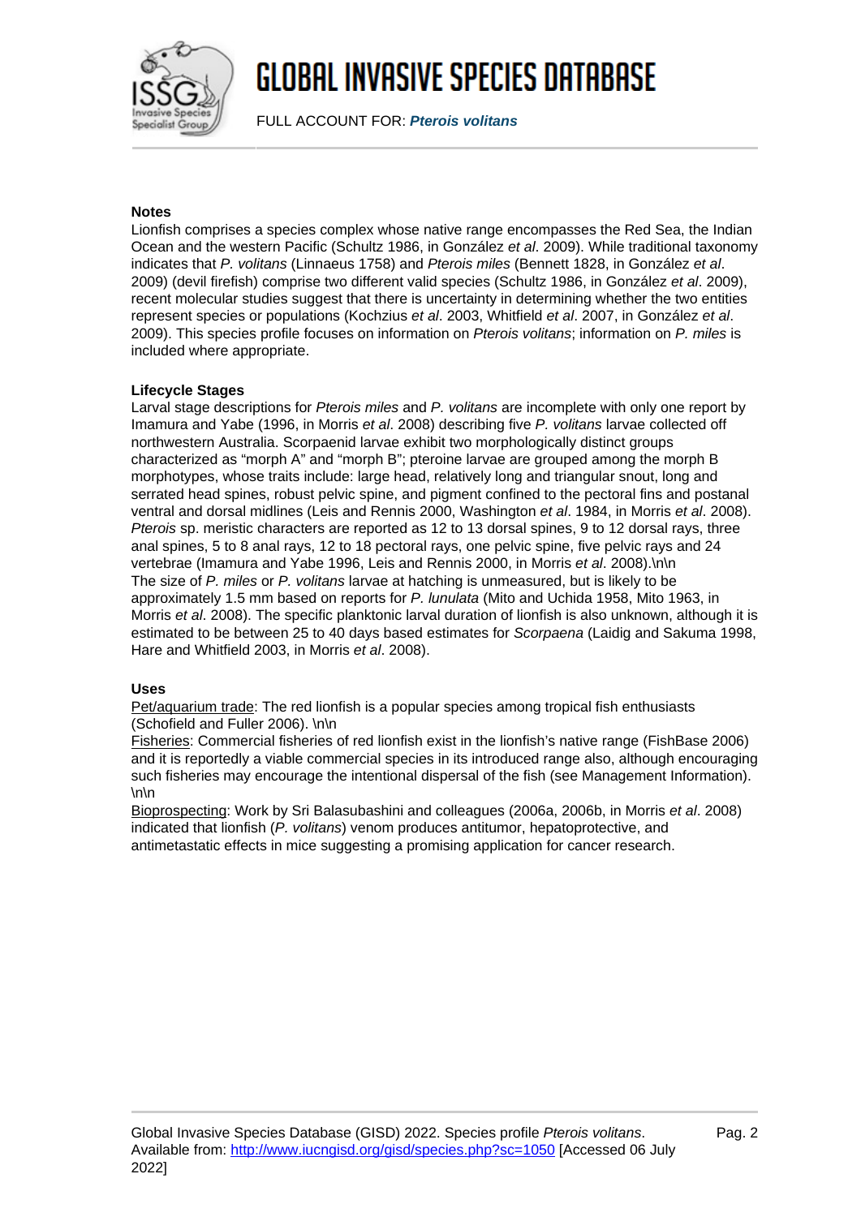**Notes**

Lionfish comprises a species complex whose native range encompasses the Red Sea, the Indian Ocean and the western Pacific (Schultz 1986, in González *et al*. 2009). While traditional taxonomy indicates that *P. volitans* (Linnaeus 1758) and *Pterois miles* (Bennett 1828, in González *et al*. 2009) (devil firefish) comprise two different valid species (Schultz 1986, in González *et al*. 2009), recent molecular studies suggest that there is uncertainty in determining whether the two entities represent species or populations (Kochzius *et al*. 2003, Whitfield *et al*. 2007, in González *et al*. 2009). This species profile focuses on information on *Pterois volitans*; information on *P. miles* is included where appropriate.

**Lifecycle Stages**

Larval stage descriptions for *Pterois miles* and *P. volitans* are incomplete with only one report by Imamura and Yabe (1996, in Morris *et al*. 2008) describing five *P. volitans* larvae collected off northwestern Australia. Scorpaenid larvae exhibit two morphologically distinct groups characterized as “morph A” and “morph B”; pteroine larvae are grouped among the morph B morphotypes, whose traits include: large head, relatively long and triangular snout, long and serrated head spines, robust pelvic spine, and pigment confined to the pectoral fins and postanal ventral and dorsal midlines (Leis and Rennis 2000, Washington *et al*. 1984, in Morris *et al*. 2008). *Pterois* sp. meristic characters are reported as 12 to 13 dorsal spines, 9 to 12 dorsal rays, three anal spines, 5 to 8 anal rays, 12 to 18 pectoral rays, one pelvic spine, five pelvic rays and 24 vertebrae (Imamura and Yabe 1996, Leis and Rennis 2000, in Morris *et al*. 2008).\n\n
The size of *P. miles* or *P. volitans* larvae at hatching is unmeasured, but is likely to be approximately 1.5 mm based on reports for *P. lunulata* (Mito and Uchida 1958, Mito 1963, in Morris *et al*. 2008). The specific planktonic larval duration of lionfish is also unknown, although it is estimated to be between 25 to 40 days based estimates for *Scorpaena* (Laidig and Sakuma 1998, Hare and Whitfield 2003, in Morris *et al*. 2008).

**Uses**

Pet/aquarium trade: The red lionfish is a popular species among tropical fish enthusiasts (Schofield and Fuller 2006). \n\n
Fisheries: Commercial fisheries of red lionfish exist in the lionfish’s native range (FishBase 2006) and it is reportedly a viable commercial species in its introduced range also, although encouraging such fisheries may encourage the intentional dispersal of the fish (see Management Information). \n\n
Bioprospecting: Work by Sri Balasubashini and colleagues (2006a, 2006b, in Morris *et al*. 2008) indicated that lionfish (*P. volitans*) venom produces antitumor, hepatoprotective, and antimetastatic effects in mice suggesting a promising application for cancer research.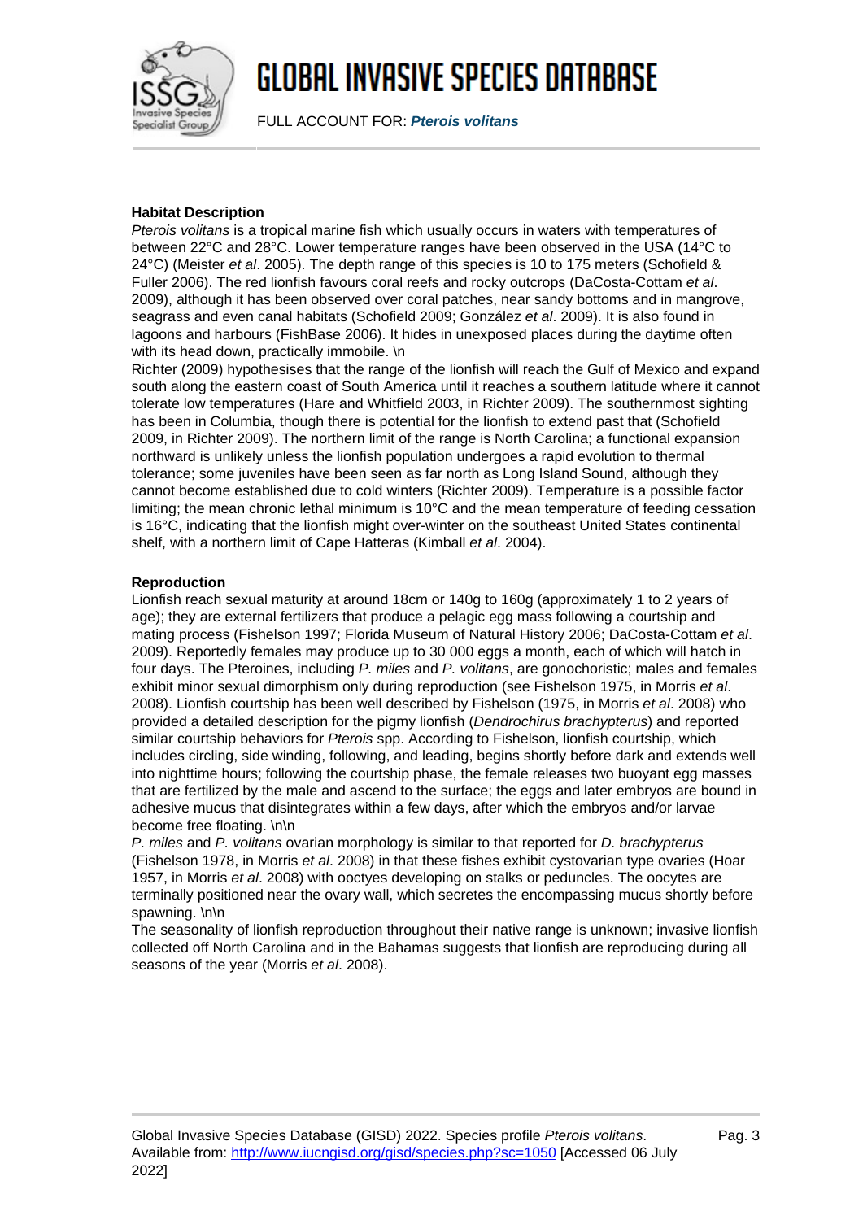**Habitat Description**

*Pterois volitans* is a tropical marine fish which usually occurs in waters with temperatures of between 22°C and 28°C. Lower temperature ranges have been observed in the USA (14°C to 24°C) (Meister *et al*. 2005). The depth range of this species is 10 to 175 meters (Schofield & Fuller 2006). The red lionfish favours coral reefs and rocky outcrops (DaCosta-Cottam *et al*. 2009), although it has been observed over coral patches, near sandy bottoms and in mangrove, seagrass and even canal habitats (Schofield 2009; González *et al*. 2009). It is also found in lagoons and harbours (FishBase 2006). It hides in unexposed places during the daytime often with its head down, practically immobile. \n

Richter (2009) hypothesises that the range of the lionfish will reach the Gulf of Mexico and expand south along the eastern coast of South America until it reaches a southern latitude where it cannot tolerate low temperatures (Hare and Whitfield 2003, in Richter 2009). The southernmost sighting has been in Columbia, though there is potential for the lionfish to extend past that (Schofield 2009, in Richter 2009). The northern limit of the range is North Carolina; a functional expansion northward is unlikely unless the lionfish population undergoes a rapid evolution to thermal tolerance; some juveniles have been seen as far north as Long Island Sound, although they cannot become established due to cold winters (Richter 2009). Temperature is a possible factor limiting; the mean chronic lethal minimum is 10°C and the mean temperature of feeding cessation is 16°C, indicating that the lionfish might over-winter on the southeast United States continental shelf, with a northern limit of Cape Hatteras (Kimball *et al*. 2004).

**Reproduction**

Lionfish reach sexual maturity at around 18cm or 140g to 160g (approximately 1 to 2 years of age); they are external fertilizers that produce a pelagic egg mass following a courtship and mating process (Fishelson 1997; Florida Museum of Natural History 2006; DaCosta-Cottam *et al*. 2009). Reportedly females may produce up to 30 000 eggs a month, each of which will hatch in four days. The Pteroines, including *P. miles* and *P. volitans*, are gonochoristic; males and females exhibit minor sexual dimorphism only during reproduction (see Fishelson 1975, in Morris *et al*. 2008). Lionfish courtship has been well described by Fishelson (1975, in Morris *et al*. 2008) who provided a detailed description for the pigmy lionfish (*Dendrochirus brachypterus*) and reported similar courtship behaviors for *Pterois* spp. According to Fishelson, lionfish courtship, which includes circling, side winding, following, and leading, begins shortly before dark and extends well into nighttime hours; following the courtship phase, the female releases two buoyant egg masses that are fertilized by the male and ascend to the surface; the eggs and later embryos are bound in adhesive mucus that disintegrates within a few days, after which the embryos and/or larvae become free floating. \n\n

*P. miles* and *P. volitans* ovarian morphology is similar to that reported for *D. brachypterus* (Fishelson 1978, in Morris *et al*. 2008) in that these fishes exhibit cystovarian type ovaries (Hoar 1957, in Morris *et al*. 2008) with ooctyes developing on stalks or peduncles. The oocytes are terminally positioned near the ovary wall, which secretes the encompassing mucus shortly before spawning. \n\n

The seasonality of lionfish reproduction throughout their native range is unknown; invasive lionfish collected off North Carolina and in the Bahamas suggests that lionfish are reproducing during all seasons of the year (Morris *et al*. 2008).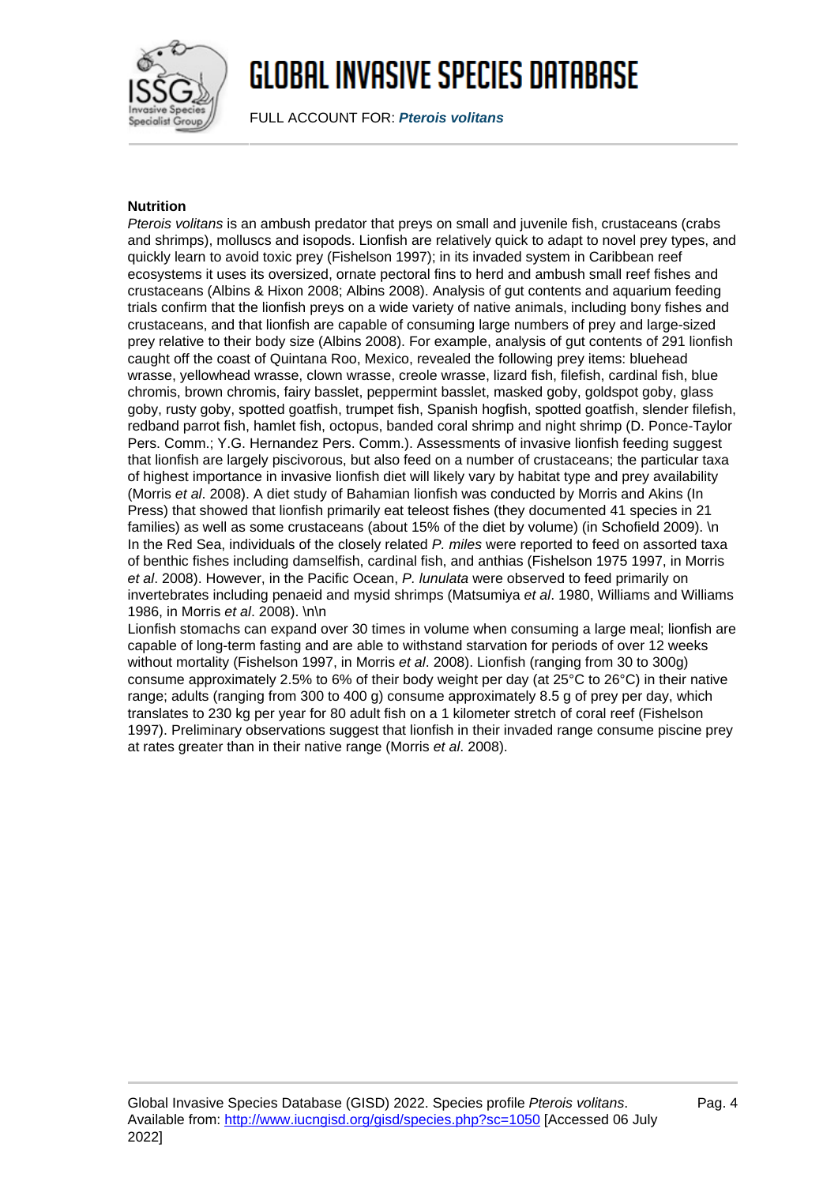**Nutrition**

*Pterois volitans* is an ambush predator that preys on small and juvenile fish, crustaceans (crabs and shrimps), molluscs and isopods. Lionfish are relatively quick to adapt to novel prey types, and quickly learn to avoid toxic prey (Fishelson 1997); in its invaded system in Caribbean reef ecosystems it uses its oversized, ornate pectoral fins to herd and ambush small reef fishes and crustaceans (Albins & Hixon 2008; Albins 2008). Analysis of gut contents and aquarium feeding trials confirm that the lionfish preys on a wide variety of native animals, including bony fishes and crustaceans, and that lionfish are capable of consuming large numbers of prey and large-sized prey relative to their body size (Albins 2008). For example, analysis of gut contents of 291 lionfish caught off the coast of Quintana Roo, Mexico, revealed the following prey items: bluehead wrasse, yellowhead wrasse, clown wrasse, creole wrasse, lizard fish, filefish, cardinal fish, blue chromis, brown chromis, fairy basslet, peppermint basslet, masked goby, goldspot goby, glass goby, rusty goby, spotted goatfish, trumpet fish, Spanish hogfish, spotted goatfish, slender filefish, redband parrot fish, hamlet fish, octopus, banded coral shrimp and night shrimp (D. Ponce-Taylor Pers. Comm.; Y.G. Hernandez Pers. Comm.). Assessments of invasive lionfish feeding suggest that lionfish are largely piscivorous, but also feed on a number of crustaceans; the particular taxa of highest importance in invasive lionfish diet will likely vary by habitat type and prey availability (Morris *et al*. 2008). A diet study of Bahamian lionfish was conducted by Morris and Akins (In Press) that showed that lionfish primarily eat teleost fishes (they documented 41 species in 21 families) as well as some crustaceans (about 15% of the diet by volume) (in Schofield 2009). \n In the Red Sea, individuals of the closely related *P. miles* were reported to feed on assorted taxa of benthic fishes including damselfish, cardinal fish, and anthias (Fishelson 1975 1997, in Morris *et al*. 2008). However, in the Pacific Ocean, *P. lunulata* were observed to feed primarily on invertebrates including penaeid and mysid shrimps (Matsumiya *et al*. 1980, Williams and Williams 1986, in Morris *et al*. 2008). \n\n

Lionfish stomachs can expand over 30 times in volume when consuming a large meal; lionfish are capable of long-term fasting and are able to withstand starvation for periods of over 12 weeks without mortality (Fishelson 1997, in Morris *et al*. 2008). Lionfish (ranging from 30 to 300g) consume approximately 2.5% to 6% of their body weight per day (at 25°C to 26°C) in their native range; adults (ranging from 300 to 400 g) consume approximately 8.5 g of prey per day, which translates to 230 kg per year for 80 adult fish on a 1 kilometer stretch of coral reef (Fishelson 1997). Preliminary observations suggest that lionfish in their invaded range consume piscine prey at rates greater than in their native range (Morris *et al*. 2008).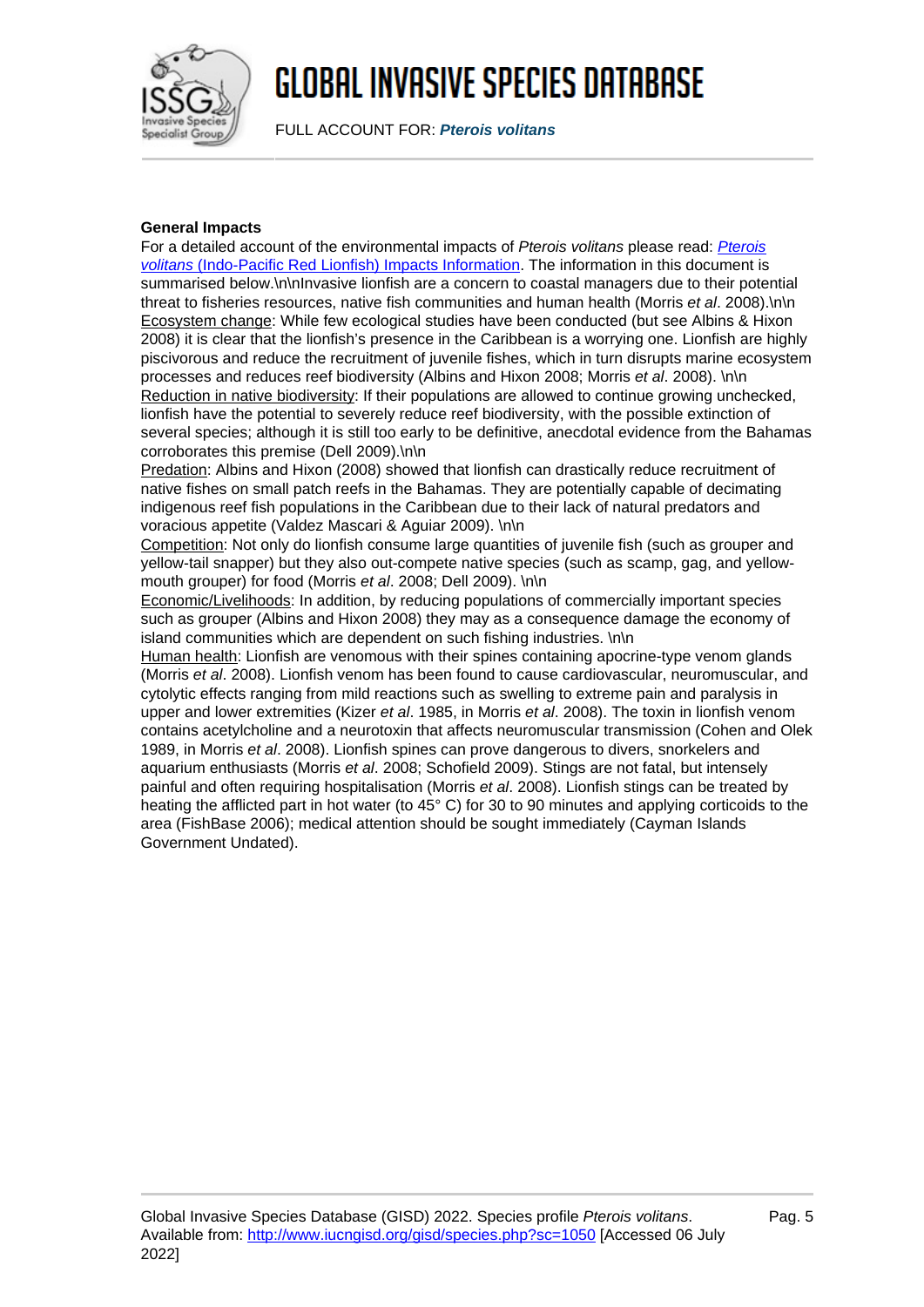**General Impacts**

For a detailed account of the environmental impacts of *Pterois volitans* please read: [*Pterois volitans* (Indo-Pacific Red Lionfish) Impacts Information](). The information in this document is summarised below.\n\nInvasive lionfish are a concern to coastal managers due to their potential threat to fisheries resources, native fish communities and human health (Morris *et al*. 2008).\n\n Ecosystem change: While few ecological studies have been conducted (but see Albins & Hixon 2008) it is clear that the lionfish's presence in the Caribbean is a worrying one. Lionfish are highly piscivorous and reduce the recruitment of juvenile fishes, which in turn disrupts marine ecosystem processes and reduces reef biodiversity (Albins and Hixon 2008; Morris *et al*. 2008). \n\n Reduction in native biodiversity: If their populations are allowed to continue growing unchecked, lionfish have the potential to severely reduce reef biodiversity, with the possible extinction of several species; although it is still too early to be definitive, anecdotal evidence from the Bahamas corroborates this premise (Dell 2009).\n\n Predation: Albins and Hixon (2008) showed that lionfish can drastically reduce recruitment of native fishes on small patch reefs in the Bahamas. They are potentially capable of decimating indigenous reef fish populations in the Caribbean due to their lack of natural predators and voracious appetite (Valdez Mascari & Aguiar 2009). \n\n Competition: Not only do lionfish consume large quantities of juvenile fish (such as grouper and yellow-tail snapper) but they also out-compete native species (such as scamp, gag, and yellow-mouth grouper) for food (Morris *et al*. 2008; Dell 2009). \n\n Economic/Livelihoods: In addition, by reducing populations of commercially important species such as grouper (Albins and Hixon 2008) they may as a consequence damage the economy of island communities which are dependent on such fishing industries. \n\n Human health: Lionfish are venomous with their spines containing apocrine-type venom glands (Morris *et al*. 2008). Lionfish venom has been found to cause cardiovascular, neuromuscular, and cytolytic effects ranging from mild reactions such as swelling to extreme pain and paralysis in upper and lower extremities (Kizer *et al*. 1985, in Morris *et al*. 2008). The toxin in lionfish venom contains acetylcholine and a neurotoxin that affects neuromuscular transmission (Cohen and Olek 1989, in Morris *et al*. 2008). Lionfish spines can prove dangerous to divers, snorkelers and aquarium enthusiasts (Morris *et al*. 2008; Schofield 2009). Stings are not fatal, but intensely painful and often requiring hospitalisation (Morris *et al*. 2008). Lionfish stings can be treated by heating the afflicted part in hot water (to 45° C) for 30 to 90 minutes and applying corticoids to the area (FishBase 2006); medical attention should be sought immediately (Cayman Islands Government Undated).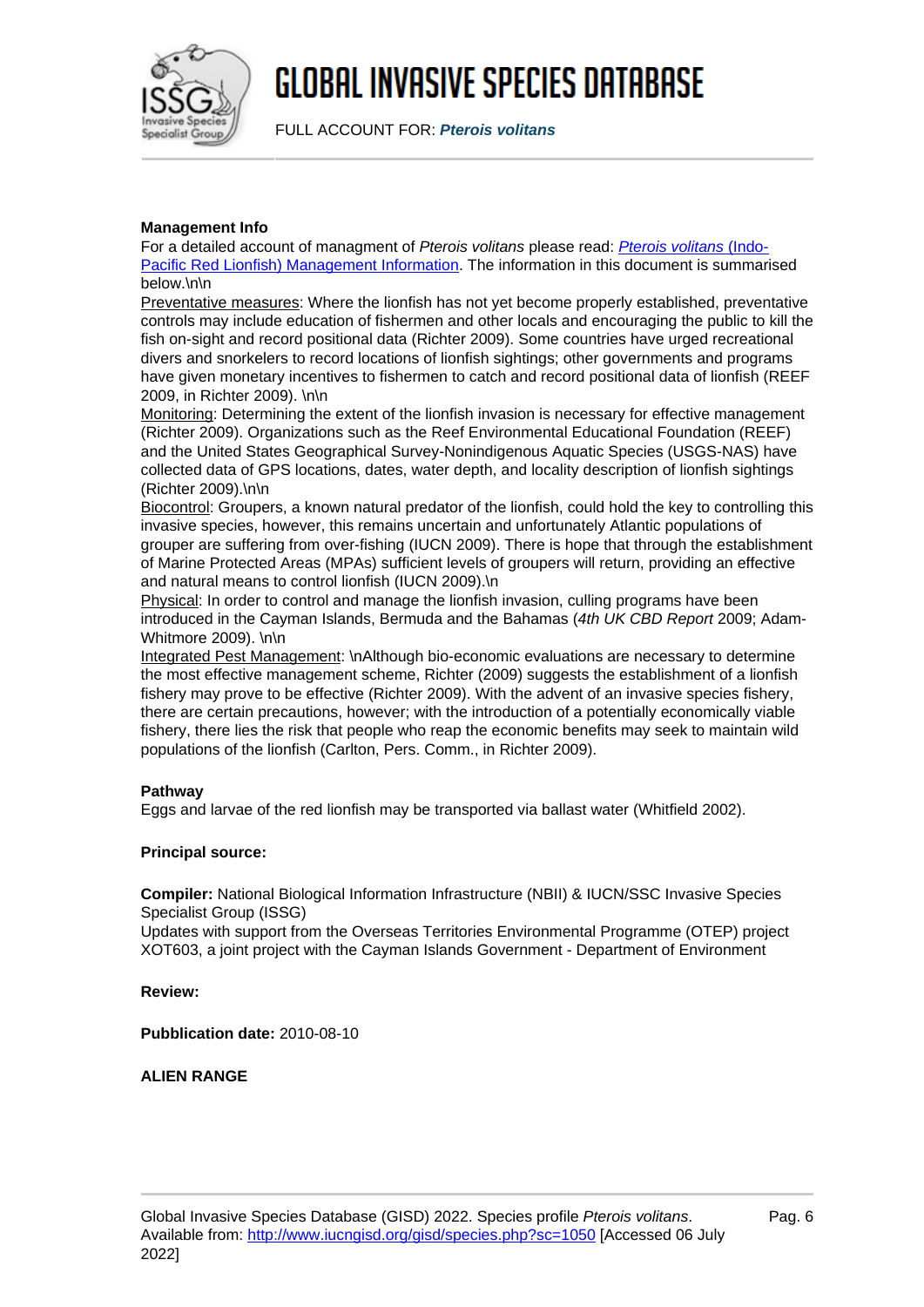**Management Info**

For a detailed account of managment of *Pterois volitans* please read: [*Pterois volitans* (Indo-Pacific Red Lionfish) Management Information](). The information in this document is summarised below.\n\n

Preventative measures: Where the lionfish has not yet become properly established, preventative controls may include education of fishermen and other locals and encouraging the public to kill the fish on-sight and record positional data (Richter 2009). Some countries have urged recreational divers and snorkelers to record locations of lionfish sightings; other governments and programs have given monetary incentives to fishermen to catch and record positional data of lionfish (REEF 2009, in Richter 2009). \n\n

Monitoring: Determining the extent of the lionfish invasion is necessary for effective management (Richter 2009). Organizations such as the Reef Environmental Educational Foundation (REEF) and the United States Geographical Survey-Nonindigenous Aquatic Species (USGS-NAS) have collected data of GPS locations, dates, water depth, and locality description of lionfish sightings (Richter 2009).\n\n

Biocontrol: Groupers, a known natural predator of the lionfish, could hold the key to controlling this invasive species, however, this remains uncertain and unfortunately Atlantic populations of grouper are suffering from over-fishing (IUCN 2009). There is hope that through the establishment of Marine Protected Areas (MPAs) sufficient levels of groupers will return, providing an effective and natural means to control lionfish (IUCN 2009).\n

Physical: In order to control and manage the lionfish invasion, culling programs have been introduced in the Cayman Islands, Bermuda and the Bahamas (*4th UK CBD Report* 2009; Adam-Whitmore 2009). \n\n

Integrated Pest Management: \nAlthough bio-economic evaluations are necessary to determine the most effective management scheme, Richter (2009) suggests the establishment of a lionfish fishery may prove to be effective (Richter 2009). With the advent of an invasive species fishery, there are certain precautions, however; with the introduction of a potentially economically viable fishery, there lies the risk that people who reap the economic benefits may seek to maintain wild populations of the lionfish (Carlton, Pers. Comm., in Richter 2009).

**Pathway**

Eggs and larvae of the red lionfish may be transported via ballast water (Whitfield 2002).

**Principal source:**

**Compiler:** National Biological Information Infrastructure (NBII) & IUCN/SSC Invasive Species Specialist Group (ISSG)

Updates with support from the Overseas Territories Environmental Programme (OTEP) project XOT603, a joint project with the Cayman Islands Government - Department of Environment

**Review:**

**Pubblication date:** 2010-08-10

**ALIEN RANGE**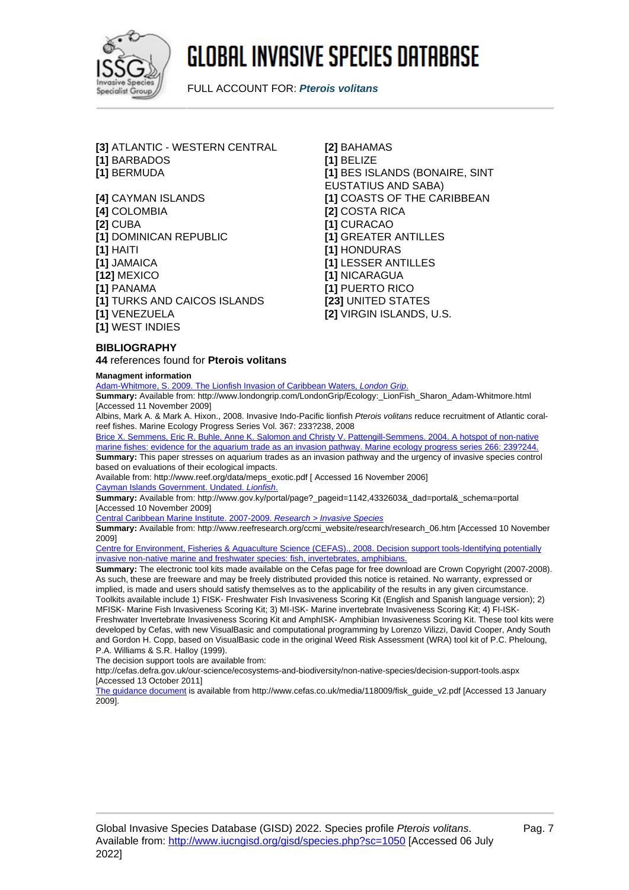[3] ATLANTIC - WESTERN CENTRAL
[1] BARBADOS
[1] BERMUDA
[4] CAYMAN ISLANDS
[4] COLOMBIA
[2] CUBA
[1] DOMINICAN REPUBLIC
[1] HAITI
[1] JAMAICA
[12] MEXICO
[1] PANAMA
[1] TURKS AND CAICOS ISLANDS
[1] VENEZUELA
[1] WEST INDIES
[2] BAHAMAS
[1] BELIZE
[1] BES ISLANDS (BONAIRE, SINT EUSTATIUS AND SABA)
[1] COASTS OF THE CARIBBEAN
[2] COSTA RICA
[1] CURACAO
[1] GREATER ANTILLES
[1] HONDURAS
[1] LESSER ANTILLES
[1] NICARAGUA
[1] PUERTO RICO
[23] UNITED STATES
[2] VIRGIN ISLANDS, U.S.

## BIBLIOGRAPHY

**44** references found for **Pterois volitans**

**Managment information**

Adam-Whitmore, S. 2009. The Lionfish Invasion of Caribbean Waters, *London Grip*.
**Summary:** Available from: http://www.londongrip.com/LondonGrip/Ecology:_LionFish_Sharon_Adam-Whitmore.html [Accessed 11 November 2009]

Albins, Mark A. & Mark A. Hixon., 2008. Invasive Indo-Pacific lionfish *Pterois volitans* reduce recruitment of Atlantic coral-reef fishes. Marine Ecology Progress Series Vol. 367: 233?238, 2008

Brice X. Semmens, Eric R. Buhle, Anne K. Salomon and Christy V. Pattengill-Semmens. 2004. A hotspot of non-native marine fishes: evidence for the aquarium trade as an invasion pathway. Marine ecology progress series 266: 239?244.
**Summary:** This paper stresses on aquarium trades as an invasion pathway and the urgency of invasive species control based on evaluations of their ecological impacts.
Available from: http://www.reef.org/data/meps_exotic.pdf [ Accessed 16 November 2006]

Cayman Islands Government. Undated. *Lionfish*.
**Summary:** Available from: http://www.gov.ky/portal/page?_pageid=1142,4332603&_dad=portal&_schema=portal [Accessed 10 November 2009]

Central Caribbean Marine Institute. 2007-2009. *Research > Invasive Species*
**Summary:** Available from: http://www.reefresearch.org/ccmi_website/research/research_06.htm [Accessed 10 November 2009]

Centre for Environment, Fisheries & Aquaculture Science (CEFAS)., 2008. Decision support tools-Identifying potentially invasive non-native marine and freshwater species: fish, invertebrates, amphibians.
**Summary:** The electronic tool kits made available on the Cefas page for free download are Crown Copyright (2007-2008). As such, these are freeware and may be freely distributed provided this notice is retained. No warranty, expressed or implied, is made and users should satisfy themselves as to the applicability of the results in any given circumstance. Toolkits available include 1) FISK- Freshwater Fish Invasiveness Scoring Kit (English and Spanish language version); 2) MFISK- Marine Fish Invasiveness Scoring Kit; 3) MI-ISK- Marine invertebrate Invasiveness Scoring Kit; 4) FI-ISK- Freshwater Invertebrate Invasiveness Scoring Kit and AmphISK- Amphibian Invasiveness Scoring Kit. These tool kits were developed by Cefas, with new VisualBasic and computational programming by Lorenzo Vilizzi, David Cooper, Andy South and Gordon H. Copp, based on VisualBasic code in the original Weed Risk Assessment (WRA) tool kit of P.C. Pheloung, P.A. Williams & S.R. Halloy (1999).
The decision support tools are available from:
http://cefas.defra.gov.uk/our-science/ecosystems-and-biodiversity/non-native-species/decision-support-tools.aspx [Accessed 13 October 2011]
The guidance document is available from http://www.cefas.co.uk/media/118009/fisk_guide_v2.pdf [Accessed 13 January 2009].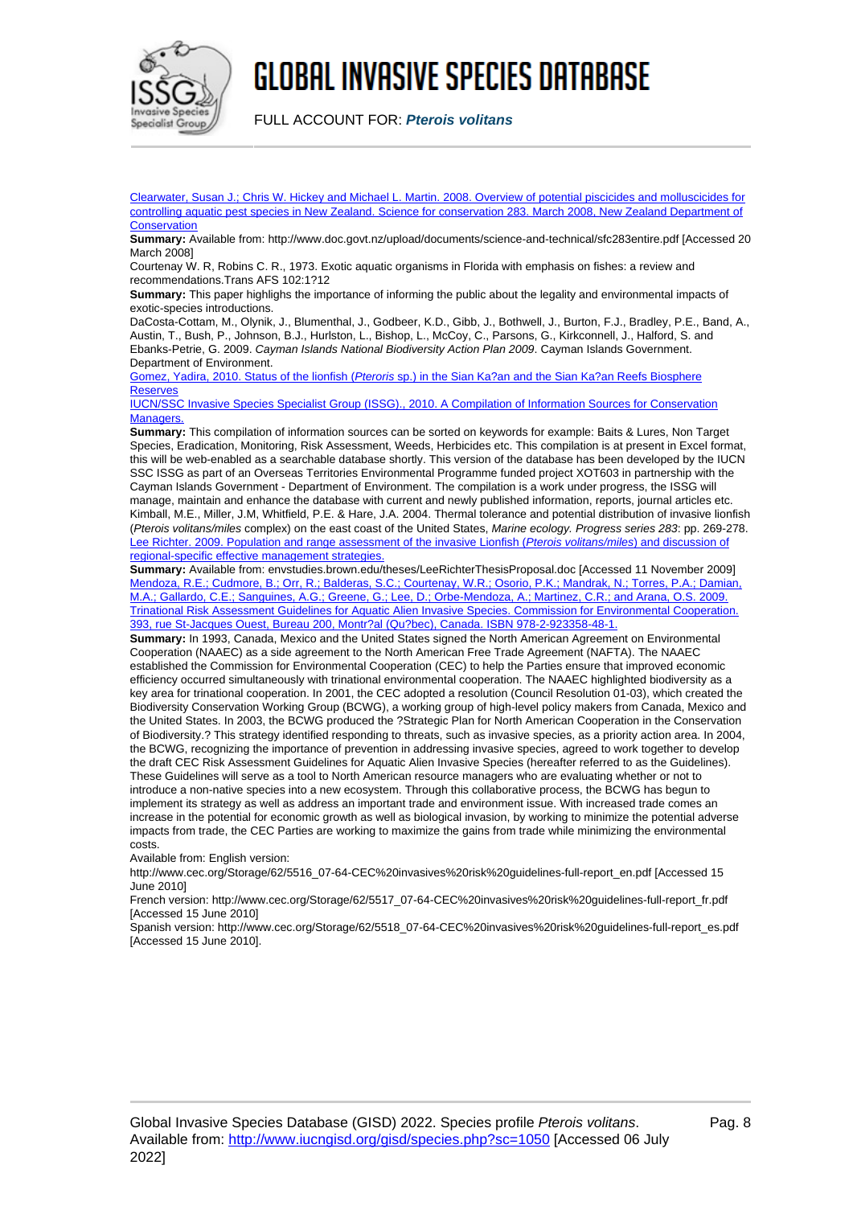Clearwater, Susan J.; Chris W. Hickey and Michael L. Martin. 2008. Overview of potential piscicides and molluscicides for controlling aquatic pest species in New Zealand. Science for conservation 283. March 2008, New Zealand Department of Conservation

**Summary:** Available from: http://www.doc.govt.nz/upload/documents/science-and-technical/sfc283entire.pdf [Accessed 20 March 2008]

Courtenay W. R, Robins C. R., 1973. Exotic aquatic organisms in Florida with emphasis on fishes: a review and recommendations.Trans AFS 102:1?12

**Summary:** This paper highlighs the importance of informing the public about the legality and environmental impacts of exotic-species introductions.

DaCosta-Cottam, M., Olynik, J., Blumenthal, J., Godbeer, K.D., Gibb, J., Bothwell, J., Burton, F.J., Bradley, P.E., Band, A., Austin, T., Bush, P., Johnson, B.J., Hurlston, L., Bishop, L., McCoy, C., Parsons, G., Kirkconnell, J., Halford, S. and Ebanks-Petrie, G. 2009. *Cayman Islands National Biodiversity Action Plan 2009*. Cayman Islands Government. Department of Environment.

Gomez, Yadira, 2010. Status of the lionfish (*Pteroris* sp.) in the Sian Ka?an and the Sian Ka?an Reefs Biosphere Reserves

IUCN/SSC Invasive Species Specialist Group (ISSG)., 2010. A Compilation of Information Sources for Conservation Managers.

**Summary:** This compilation of information sources can be sorted on keywords for example: Baits & Lures, Non Target Species, Eradication, Monitoring, Risk Assessment, Weeds, Herbicides etc. This compilation is at present in Excel format, this will be web-enabled as a searchable database shortly. This version of the database has been developed by the IUCN SSC ISSG as part of an Overseas Territories Environmental Programme funded project XOT603 in partnership with the Cayman Islands Government - Department of Environment. The compilation is a work under progress, the ISSG will manage, maintain and enhance the database with current and newly published information, reports, journal articles etc.

Kimball, M.E., Miller, J.M, Whitfield, P.E. & Hare, J.A. 2004. Thermal tolerance and potential distribution of invasive lionfish (*Pterois volitans/miles* complex) on the east coast of the United States, *Marine ecology. Progress series 283*: pp. 269-278.

Lee Richter. 2009. Population and range assessment of the invasive Lionfish (*Pterois volitans/miles*) and discussion of regional-specific effective management strategies.

**Summary:** Available from: envstudies.brown.edu/theses/LeeRichterThesisProposal.doc [Accessed 11 November 2009]

Mendoza, R.E.; Cudmore, B.; Orr, R.; Balderas, S.C.; Courtenay, W.R.; Osorio, P.K.; Mandrak, N.; Torres, P.A.; Damian, M.A.; Gallardo, C.E.; Sanguines, A.G.; Greene, G.; Lee, D.; Orbe-Mendoza, A.; Martinez, C.R.; and Arana, O.S. 2009. Trinational Risk Assessment Guidelines for Aquatic Alien Invasive Species. Commission for Environmental Cooperation. 393, rue St-Jacques Ouest, Bureau 200, Montr?al (Qu?bec), Canada. ISBN 978-2-923358-48-1.

**Summary:** In 1993, Canada, Mexico and the United States signed the North American Agreement on Environmental Cooperation (NAAEC) as a side agreement to the North American Free Trade Agreement (NAFTA). The NAAEC established the Commission for Environmental Cooperation (CEC) to help the Parties ensure that improved economic efficiency occurred simultaneously with trinational environmental cooperation. The NAAEC highlighted biodiversity as a key area for trinational cooperation. In 2001, the CEC adopted a resolution (Council Resolution 01-03), which created the Biodiversity Conservation Working Group (BCWG), a working group of high-level policy makers from Canada, Mexico and the United States. In 2003, the BCWG produced the ?Strategic Plan for North American Cooperation in the Conservation of Biodiversity.? This strategy identified responding to threats, such as invasive species, as a priority action area. In 2004, the BCWG, recognizing the importance of prevention in addressing invasive species, agreed to work together to develop the draft CEC Risk Assessment Guidelines for Aquatic Alien Invasive Species (hereafter referred to as the Guidelines). These Guidelines will serve as a tool to North American resource managers who are evaluating whether or not to introduce a non-native species into a new ecosystem. Through this collaborative process, the BCWG has begun to implement its strategy as well as address an important trade and environment issue. With increased trade comes an increase in the potential for economic growth as well as biological invasion, by working to minimize the potential adverse impacts from trade, the CEC Parties are working to maximize the gains from trade while minimizing the environmental costs.

Available from: English version:

http://www.cec.org/Storage/62/5516_07-64-CEC%20invasives%20risk%20guidelines-full-report_en.pdf [Accessed 15 June 2010]

French version: http://www.cec.org/Storage/62/5517_07-64-CEC%20invasives%20risk%20guidelines-full-report_fr.pdf [Accessed 15 June 2010]

Spanish version: http://www.cec.org/Storage/62/5518_07-64-CEC%20invasives%20risk%20guidelines-full-report_es.pdf [Accessed 15 June 2010].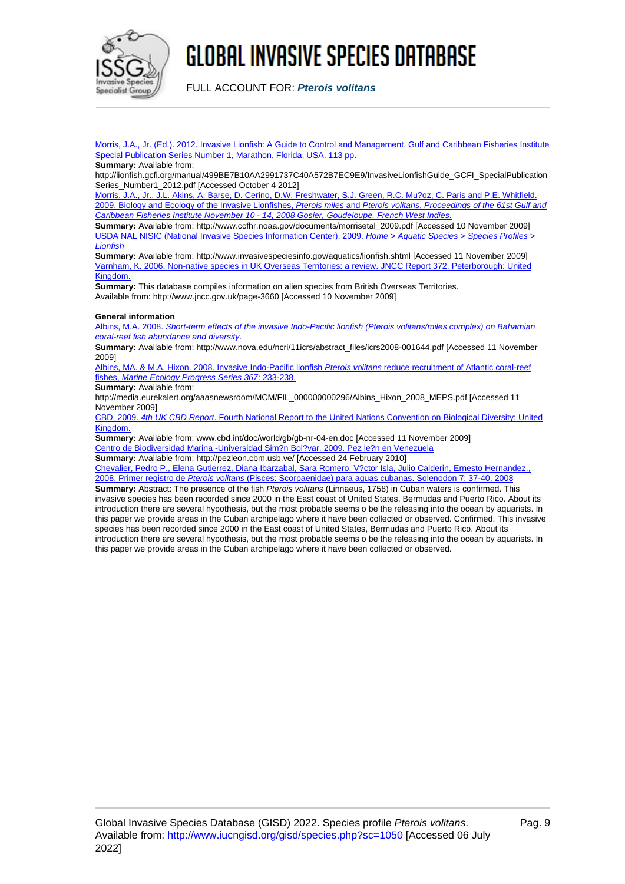Morris, J.A., Jr. (Ed.). 2012. Invasive Lionfish: A Guide to Control and Management. Gulf and Caribbean Fisheries Institute Special Publication Series Number 1, Marathon, Florida, USA. 113 pp.

**Summary:** Available from: http://lionfish.gcfi.org/manual/499BE7B10AA2991737C40A572B7EC9E9/InvasiveLionfishGuide_GCFI_SpecialPublicationSeries_Number1_2012.pdf [Accessed October 4 2012]

Morris, J.A., Jr., J.L. Akins, A. Barse, D. Cerino, D.W. Freshwater, S.J. Green, R.C. Mu?oz, C. Paris and P.E. Whitfield. 2009. Biology and Ecology of the Invasive Lionfishes, *Pterois miles* and *Pterois volitans*, *Proceedings of the 61st Gulf and Caribbean Fisheries Institute November 10 - 14, 2008 Gosier, Goudeloupe, French West Indies*.

**Summary:** Available from: http://www.ccfhr.noaa.gov/documents/morrisetal_2009.pdf [Accessed 10 November 2009]

USDA NAL NISIC (National Invasive Species Information Center). 2009. *Home > Aquatic Species > Species Profiles > Lionfish*

**Summary:** Available from: http://www.invasivespeciesinfo.gov/aquatics/lionfish.shtml [Accessed 11 November 2009]

Varnham, K. 2006. Non-native species in UK Overseas Territories: a review. JNCC Report 372. Peterborough: United Kingdom.

**Summary:** This database compiles information on alien species from British Overseas Territories.
Available from: http://www.jncc.gov.uk/page-3660 [Accessed 10 November 2009]

**General information**

Albins, M.A. 2008. *Short-term effects of the invasive Indo-Pacific lionfish (Pterois volitans/miles complex) on Bahamian coral-reef fish abundance and diversity*.

**Summary:** Available from: http://www.nova.edu/ncri/11icrs/abstract_files/icrs2008-001644.pdf [Accessed 11 November 2009]

Albins, MA. & M.A. Hixon. 2008. Invasive Indo-Pacific lionfish *Pterois volitans* reduce recruitment of Atlantic coral-reef fishes, *Marine Ecology Progress Series 367*: 233-238.

**Summary:** Available from:
http://media.eurekalert.org/aaasnewsroom/MCM/FIL_000000000296/Albins_Hixon_2008_MEPS.pdf [Accessed 11 November 2009]

CBD, 2009. *4th UK CBD Report*. Fourth National Report to the United Nations Convention on Biological Diversity: United Kingdom.

**Summary:** Available from: www.cbd.int/doc/world/gb/gb-nr-04-en.doc [Accessed 11 November 2009]

Centro de Biodiversidad Marina -Universidad Sim?n Bol?var. 2009. Pez le?n en Venezuela

**Summary:** Available from: http://pezleon.cbm.usb.ve/ [Accessed 24 February 2010]

Chevalier, Pedro P., Elena Gutierrez, Diana Ibarzabal, Sara Romero, V?ctor Isla, Julio Calderin, Ernesto Hernandez., 2008. Primer registro de *Pterois volitans* (Pisces: Scorpaenidae) para aguas cubanas. Solenodon 7: 37-40, 2008

**Summary:** Abstract: The presence of the fish *Pterois volitans* (Linnaeus, 1758) in Cuban waters is confirmed. This invasive species has been recorded since 2000 in the East coast of United States, Bermudas and Puerto Rico. About its introduction there are several hypothesis, but the most probable seems o be the releasing into the ocean by aquarists. In this paper we provide areas in the Cuban archipelago where it have been collected or observed. Confirmed. This invasive species has been recorded since 2000 in the East coast of United States, Bermudas and Puerto Rico. About its introduction there are several hypothesis, but the most probable seems o be the releasing into the ocean by aquarists. In this paper we provide areas in the Cuban archipelago where it have been collected or observed.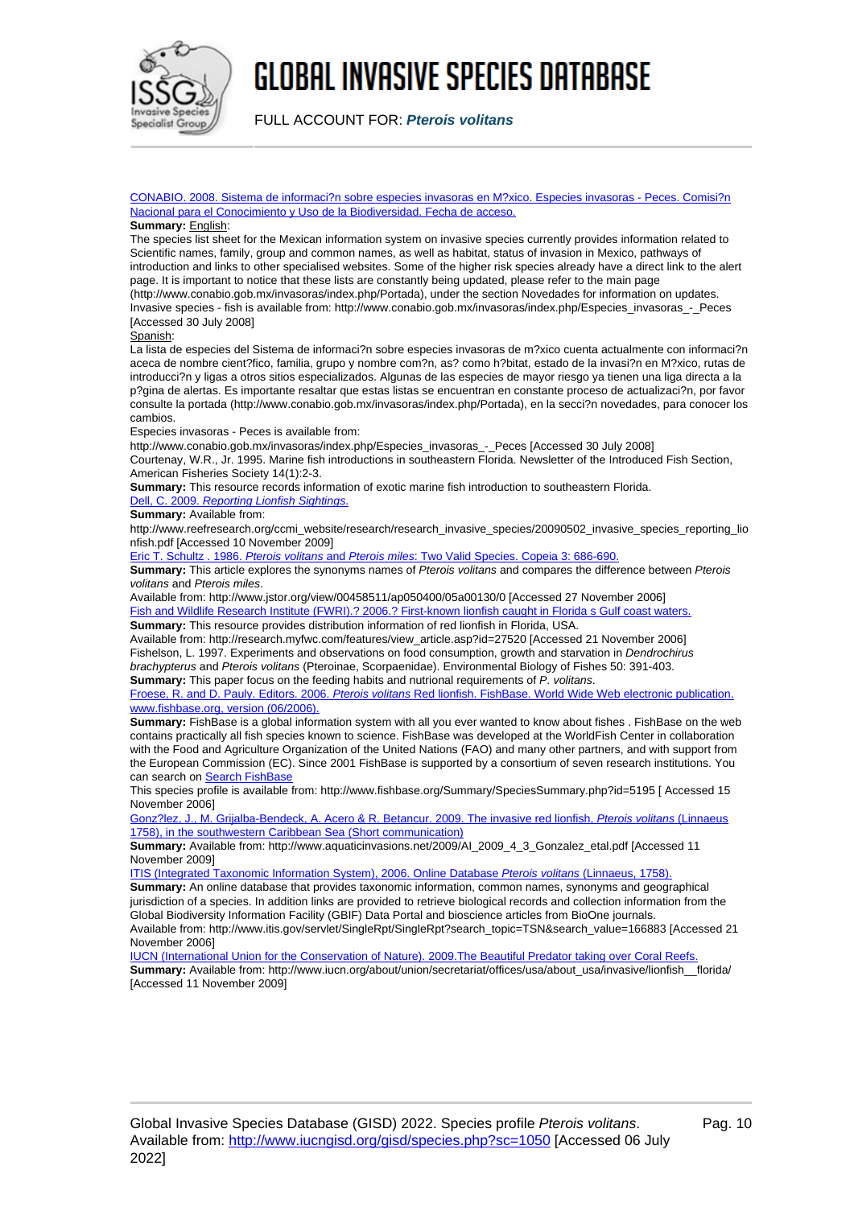CONABIO. 2008. Sistema de informaci?n sobre especies invasoras en M?xico. Especies invasoras - Peces. Comisi?n Nacional para el Conocimiento y Uso de la Biodiversidad. Fecha de acceso.

**Summary:** English:

The species list sheet for the Mexican information system on invasive species currently provides information related to Scientific names, family, group and common names, as well as habitat, status of invasion in Mexico, pathways of introduction and links to other specialised websites. Some of the higher risk species already have a direct link to the alert page. It is important to notice that these lists are constantly being updated, please refer to the main page (http://www.conabio.gob.mx/invasoras/index.php/Portada), under the section Novedades for information on updates.
Invasive species - fish is available from: http://www.conabio.gob.mx/invasoras/index.php/Especies_invasoras_-_Peces [Accessed 30 July 2008]

Spanish:

La lista de especies del Sistema de informaci?n sobre especies invasoras de m?xico cuenta actualmente con informaci?n aceca de nombre cient?fico, familia, grupo y nombre com?n, as? como h?bitat, estado de la invasi?n en M?xico, rutas de introducci?n y ligas a otros sitios especializados. Algunas de las especies de mayor riesgo ya tienen una liga directa a la p?gina de alertas. Es importante resaltar que estas listas se encuentran en constante proceso de actualizaci?n, por favor consulte la portada (http://www.conabio.gob.mx/invasoras/index.php/Portada), en la secci?n novedades, para conocer los cambios.

Especies invasoras - Peces is available from:
http://www.conabio.gob.mx/invasoras/index.php/Especies_invasoras_-_Peces [Accessed 30 July 2008]

Courtenay, W.R., Jr. 1995. Marine fish introductions in southeastern Florida. Newsletter of the Introduced Fish Section, American Fisheries Society 14(1):2-3.

**Summary:** This resource records information of exotic marine fish introduction to southeastern Florida.

Dell, C. 2009. *Reporting Lionfish Sightings*.

**Summary:** Available from:
http://www.reefresearch.org/ccmi_website/research/research_invasive_species/20090502_invasive_species_reporting_lionfish.pdf [Accessed 10 November 2009]

Eric T. Schultz . 1986. *Pterois volitans* and *Pterois miles*: Two Valid Species. Copeia 3: 686-690.

**Summary:** This article explores the synonyms names of *Pterois volitans* and compares the difference between *Pterois volitans* and *Pterois miles*.
Available from: http://www.jstor.org/view/00458511/ap050400/05a00130/0 [Accessed 27 November 2006]

Fish and Wildlife Research Institute (FWRI).? 2006.? First-known lionfish caught in Florida s Gulf coast waters.

**Summary:** This resource provides distribution information of red lionfish in Florida, USA.
Available from: http://research.myfwc.com/features/view_article.asp?id=27520 [Accessed 21 November 2006]

Fishelson, L. 1997. Experiments and observations on food consumption, growth and starvation in *Dendrochirus brachypterus* and *Pterois volitans* (Pteroinae, Scorpaenidae). Environmental Biology of Fishes 50: 391-403.

**Summary:** This paper focus on the feeding habits and nutrional requirements of *P. volitans*.

Froese, R. and D. Pauly. Editors. 2006. *Pterois volitans* Red lionfish. FishBase. World Wide Web electronic publication. www.fishbase.org, version (06/2006).

**Summary:** FishBase is a global information system with all you ever wanted to know about fishes . FishBase on the web contains practically all fish species known to science. FishBase was developed at the WorldFish Center in collaboration with the Food and Agriculture Organization of the United Nations (FAO) and many other partners, and with support from the European Commission (EC). Since 2001 FishBase is supported by a consortium of seven research institutions. You can search on Search FishBase
This species profile is available from: http://www.fishbase.org/Summary/SpeciesSummary.php?id=5195 [ Accessed 15 November 2006]

Gonz?lez, J., M. Grijalba-Bendeck, A. Acero & R. Betancur. 2009. The invasive red lionfish, *Pterois volitans* (Linnaeus 1758), in the southwestern Caribbean Sea (Short communication)

**Summary:** Available from: http://www.aquaticinvasions.net/2009/AI_2009_4_3_Gonzalez_etal.pdf [Accessed 11 November 2009]

ITIS (Integrated Taxonomic Information System), 2006. Online Database *Pterois volitans* (Linnaeus, 1758).

**Summary:** An online database that provides taxonomic information, common names, synonyms and geographical jurisdiction of a species. In addition links are provided to retrieve biological records and collection information from the Global Biodiversity Information Facility (GBIF) Data Portal and bioscience articles from BioOne journals.
Available from: http://www.itis.gov/servlet/SingleRpt/SingleRpt?search_topic=TSN&search_value=166883 [Accessed 21 November 2006]

IUCN (International Union for the Conservation of Nature). 2009.The Beautiful Predator taking over Coral Reefs.

**Summary:** Available from: http://www.iucn.org/about/union/secretariat/offices/usa/about_usa/invasive/lionfish__florida/ [Accessed 11 November 2009]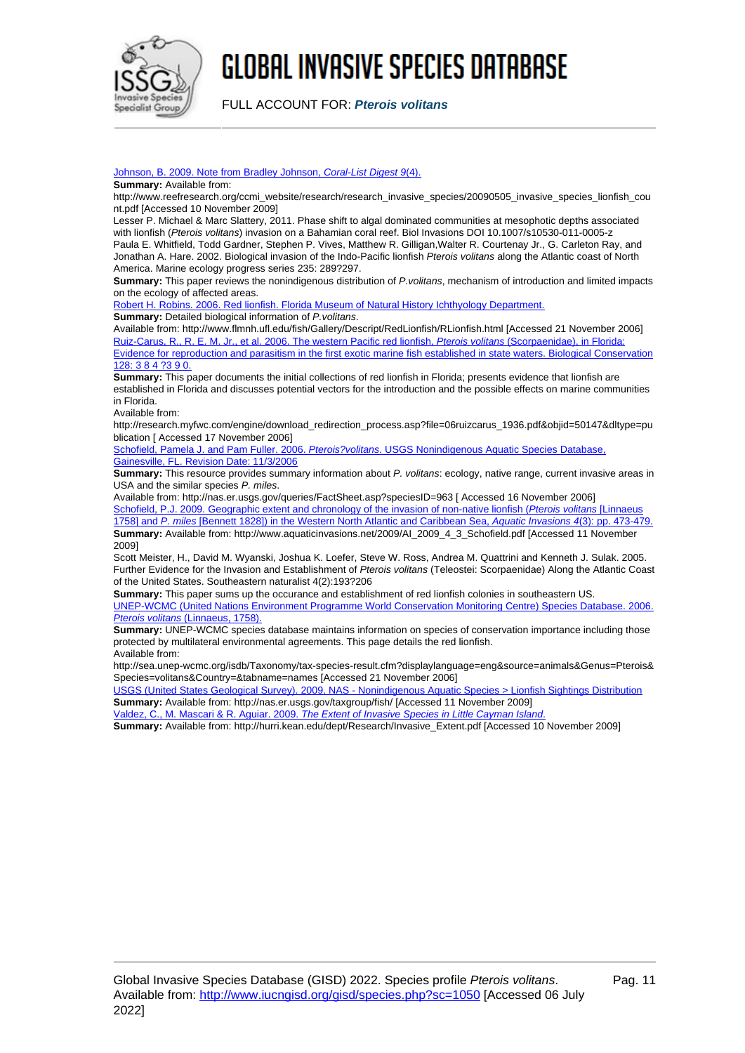Johnson, B. 2009. Note from Bradley Johnson, *Coral-List Digest 9*(4).

**Summary:** Available from:
http://www.reefresearch.org/ccmi_website/research/research_invasive_species/20090505_invasive_species_lionfish_count.pdf [Accessed 10 November 2009]

Lesser P. Michael & Marc Slattery, 2011. Phase shift to algal dominated communities at mesophotic depths associated with lionfish (*Pterois volitans*) invasion on a Bahamian coral reef. Biol Invasions DOI 10.1007/s10530-011-0005-z

Paula E. Whitfield, Todd Gardner, Stephen P. Vives, Matthew R. Gilligan,Walter R. Courtenay Jr., G. Carleton Ray, and Jonathan A. Hare. 2002. Biological invasion of the Indo-Pacific lionfish *Pterois volitans* along the Atlantic coast of North America. Marine ecology progress series 235: 289?297.

**Summary:** This paper reviews the nonindigenous distribution of *P.volitans*, mechanism of introduction and limited impacts on the ecology of affected areas.

Robert H. Robins. 2006. Red lionfish. Florida Museum of Natural History Ichthyology Department.

**Summary:** Detailed biological information of *P.volitans*.

Available from: http://www.flmnh.ufl.edu/fish/Gallery/Descript/RedLionfish/RLionfish.html [Accessed 21 November 2006]

Ruiz-Carus, R., R. E. M. Jr., et al. 2006. The western Pacific red lionfish, *Pterois volitans* (Scorpaenidae), in Florida: Evidence for reproduction and parasitism in the first exotic marine fish established in state waters. Biological Conservation 128: 3 8 4 ?3 9 0.

**Summary:** This paper documents the initial collections of red lionfish in Florida; presents evidence that lionfish are established in Florida and discusses potential vectors for the introduction and the possible effects on marine communities in Florida.

Available from:
http://research.myfwc.com/engine/download_redirection_process.asp?file=06ruizcarus_1936.pdf&objid=50147&dltype=publication [ Accessed 17 November 2006]

Schofield, Pamela J. and Pam Fuller. 2006. *Pterois?volitans*. USGS Nonindigenous Aquatic Species Database, Gainesville, FL. Revision Date: 11/3/2006

**Summary:** This resource provides summary information about *P. volitans*: ecology, native range, current invasive areas in USA and the similar species *P. miles*.

Available from: http://nas.er.usgs.gov/queries/FactSheet.asp?speciesID=963 [ Accessed 16 November 2006]

Schofield, P.J. 2009. Geographic extent and chronology of the invasion of non-native lionfish (*Pterois volitans* [Linnaeus 1758] and *P. miles* [Bennett 1828]) in the Western North Atlantic and Caribbean Sea, *Aquatic Invasions 4*(3): pp. 473-479.

**Summary:** Available from: http://www.aquaticinvasions.net/2009/AI_2009_4_3_Schofield.pdf [Accessed 11 November 2009]

Scott Meister, H., David M. Wyanski, Joshua K. Loefer, Steve W. Ross, Andrea M. Quattrini and Kenneth J. Sulak. 2005. Further Evidence for the Invasion and Establishment of *Pterois volitans* (Teleostei: Scorpaenidae) Along the Atlantic Coast of the United States. Southeastern naturalist 4(2):193?206

**Summary:** This paper sums up the occurance and establishment of red lionfish colonies in southeastern US.

UNEP-WCMC (United Nations Environment Programme World Conservation Monitoring Centre) Species Database. 2006. *Pterois volitans* (Linnaeus, 1758).

**Summary:** UNEP-WCMC species database maintains information on species of conservation importance including those protected by multilateral environmental agreements. This page details the red lionfish.

Available from:
http://sea.unep-wcmc.org/isdb/Taxonomy/tax-species-result.cfm?displaylanguage=eng&source=animals&Genus=Pterois&Species=volitans&Country=&tabname=names [Accessed 21 November 2006]

USGS (United States Geological Survey). 2009. NAS - Nonindigenous Aquatic Species > Lionfish Sightings Distribution

**Summary:** Available from: http://nas.er.usgs.gov/taxgroup/fish/ [Accessed 11 November 2009]

Valdez, C., M. Mascari & R. Aguiar. 2009. *The Extent of Invasive Species in Little Cayman Island.*

**Summary:** Available from: http://hurri.kean.edu/dept/Research/Invasive_Extent.pdf [Accessed 10 November 2009]